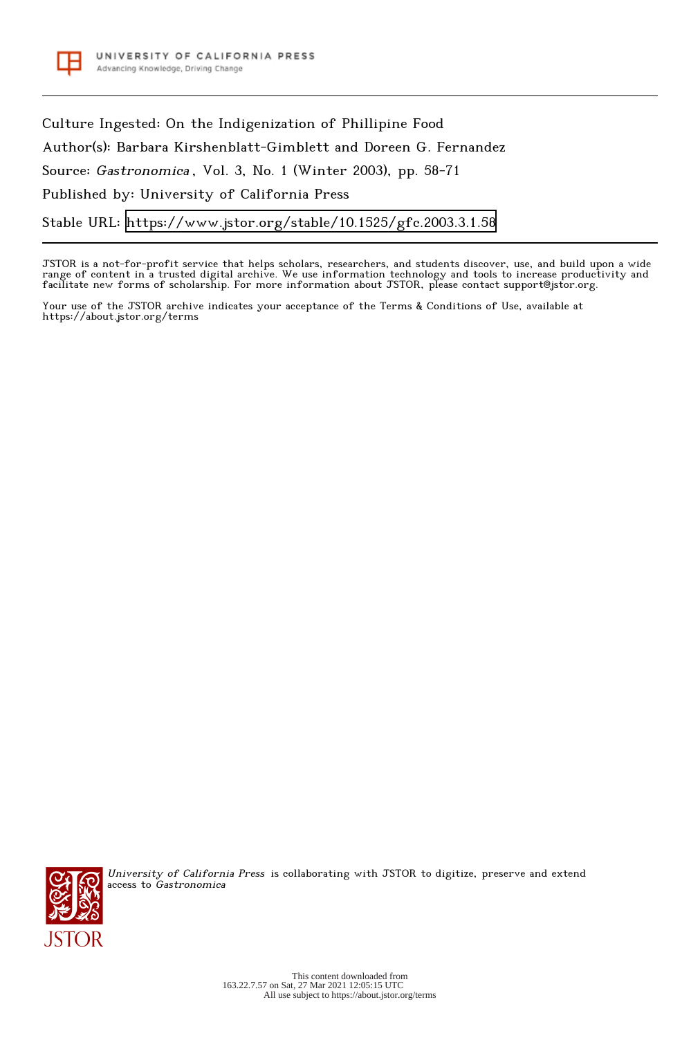University of California Press
Advancing Knowledge, Driving Change

Culture Ingested: On the Indigenization of Phillipine Food

Author(s): Barbara Kirshenblatt-Gimblett and Doreen G. Fernandez

Source: *Gastronomica* , Vol. 3, No. 1 (Winter 2003), pp. 58-71

Published by: University of California Press

Stable URL: https://www.jstor.org/stable/10.1525/gfc.2003.3.1.58

JSTOR is a not-for-profit service that helps scholars, researchers, and students discover, use, and build upon a wide range of content in a trusted digital archive. We use information technology and tools to increase productivity and facilitate new forms of scholarship. For more information about JSTOR, please contact support@jstor.org.

Your use of the JSTOR archive indicates your acceptance of the Terms & Conditions of Use, available at https://about.jstor.org/terms

*University of California Press* is collaborating with JSTOR to digitize, preserve and extend access to *Gastronomica*

This content downloaded from 163.22.7.57 on Sat, 27 Mar 2021 12:05:15 UTC
All use subject to https://about.jstor.org/terms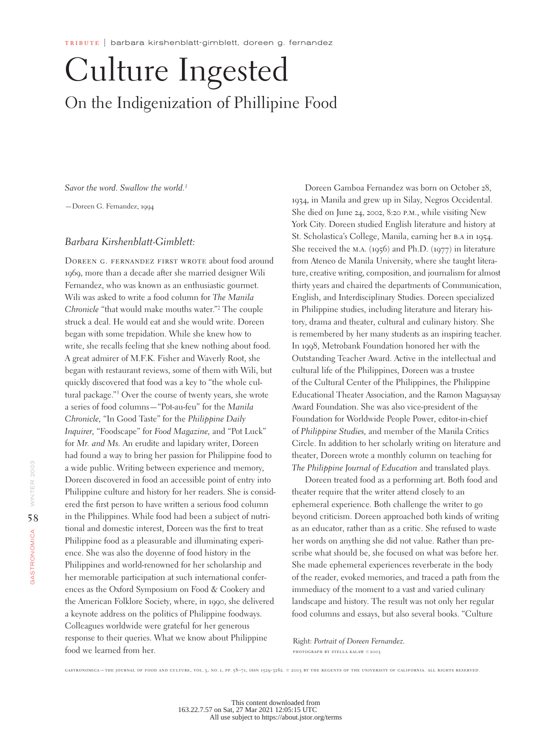TRIBUTE | barbara kirshenblatt-gimblett, doreen g. fernandez

# Culture Ingested

## On the Indigenization of Phillipine Food

*Savor the word. Swallow the world.*[1]

—Doreen G. Fernandez, 1994

### *Barbara Kirshenblatt-Gimblett:*

Doreen G. Fernandez first wrote about food around 1969, more than a decade after she married designer Wili Fernandez, who was known as an enthusiastic gourmet. Wili was asked to write a food column for *The Manila Chronicle* "that would make mouths water."[2] The couple struck a deal. He would eat and she would write. Doreen began with some trepidation. While she knew how to write, she recalls feeling that she knew nothing about food. A great admirer of M.F.K. Fisher and Waverly Root, she began with restaurant reviews, some of them with Wili, but quickly discovered that food was a key to "the whole cultural package."[3] Over the course of twenty years, she wrote a series of food columns—"Pot-au-feu" for the *Manila Chronicle*, "In Good Taste" for the *Philippine Daily Inquirer*, "Foodscape" for *Food Magazine*, and "Pot Luck" for *Mr. and Ms.* An erudite and lapidary writer, Doreen had found a way to bring her passion for Philippine food to a wide public. Writing between experience and memory, Doreen discovered in food an accessible point of entry into Philippine culture and history for her readers. She is considered the first person to have written a serious food column in the Philippines. While food had been a subject of nutritional and domestic interest, Doreen was the first to treat Philippine food as a pleasurable and illuminating experience. She was also the doyenne of food history in the Philippines and world-renowned for her scholarship and her memorable participation at such international conferences as the Oxford Symposium on Food & Cookery and the American Folklore Society, where, in 1990, she delivered a keynote address on the politics of Philippine foodways. Colleagues worldwide were grateful for her generous response to their queries. What we know about Philippine food we learned from her.

Doreen Gamboa Fernandez was born on October 28, 1934, in Manila and grew up in Silay, Negros Occidental. She died on June 24, 2002, 8:20 P.M., while visiting New York City. Doreen studied English literature and history at St. Scholastica's College, Manila, earning her B.A in 1954. She received the M.A. (1956) and Ph.D. (1977) in literature from Ateneo de Manila University, where she taught literature, creative writing, composition, and journalism for almost thirty years and chaired the departments of Communication, English, and Interdisciplinary Studies. Doreen specialized in Philippine studies, including literature and literary history, drama and theater, cultural and culinary history. She is remembered by her many students as an inspiring teacher. In 1998, Metrobank Foundation honored her with the Outstanding Teacher Award. Active in the intellectual and cultural life of the Philippines, Doreen was a trustee of the Cultural Center of the Philippines, the Philippine Educational Theater Association, and the Ramon Magsaysay Award Foundation. She was also vice-president of the Foundation for Worldwide People Power, editor-in-chief of *Philippine Studies*, and member of the Manila Critics Circle. In addition to her scholarly writing on literature and theater, Doreen wrote a monthly column on teaching for *The Philippine Journal of Education* and translated plays.

Doreen treated food as a performing art. Both food and theater require that the writer attend closely to an ephemeral experience. Both challenge the writer to go beyond criticism. Doreen approached both kinds of writing as an educator, rather than as a critic. She refused to waste her words on anything she did not value. Rather than prescribe what should be, she focused on what was before her. She made ephemeral experiences reverberate in the body of the reader, evoked memories, and traced a path from the immediacy of the moment to a vast and varied culinary landscape and history. The result was not only her regular food columns and essays, but also several books. "Culture

Right: *Portrait of Doreen Fernandez.*
PHOTOGRAPH BY STELLA KALAW © 2003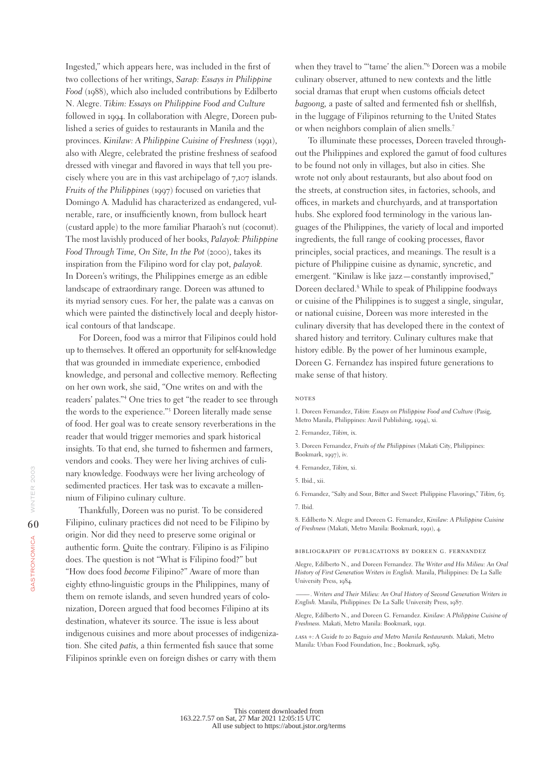Ingested," which appears here, was included in the first of two collections of her writings, *Sarap: Essays in Philippine Food* (1988), which also included contributions by Edilberto N. Alegre. *Tikim: Essays on Philippine Food and Culture* followed in 1994. In collaboration with Alegre, Doreen published a series of guides to restaurants in Manila and the provinces. *Kinilaw: A Philippine Cuisine of Freshness* (1991), also with Alegre, celebrated the pristine freshness of seafood dressed with vinegar and flavored in ways that tell you precisely where you are in this vast archipelago of 7,107 islands. *Fruits of the Philippines* (1997) focused on varieties that Domingo A. Madulid has characterized as endangered, vulnerable, rare, or insufficiently known, from bullock heart (custard apple) to the more familiar Pharaoh's nut (coconut). The most lavishly produced of her books, *Palayok: Philippine Food Through Time, On Site, In the Pot* (2000), takes its inspiration from the Filipino word for clay pot, *palayok*. In Doreen's writings, the Philippines emerge as an edible landscape of extraordinary range. Doreen was attuned to its myriad sensory cues. For her, the palate was a canvas on which were painted the distinctively local and deeply historical contours of that landscape.

For Doreen, food was a mirror that Filipinos could hold up to themselves. It offered an opportunity for self-knowledge that was grounded in immediate experience, embodied knowledge, and personal and collective memory. Reflecting on her own work, she said, "One writes on and with the readers' palates."[4] One tries to get "the reader to see through the words to the experience."[5] Doreen literally made sense of food. Her goal was to create sensory reverberations in the reader that would trigger memories and spark historical insights. To that end, she turned to fishermen and farmers, vendors and cooks. They were her living archives of culinary knowledge. Foodways were her living archeology of sedimented practices. Her task was to excavate a millennium of Filipino culinary culture.

Thankfully, Doreen was no purist. To be considered Filipino, culinary practices did not need to be Filipino by origin. Nor did they need to preserve some original or authentic form. Quite the contrary. Filipino is as Filipino does. The question is not "What is Filipino food?" but "How does food *become* Filipino?" Aware of more than eighty ethno-linguistic groups in the Philippines, many of them on remote islands, and seven hundred years of colonization, Doreen argued that food becomes Filipino at its destination, whatever its source. The issue is less about indigenous cuisines and more about processes of indigenization. She cited *patis*, a thin fermented fish sauce that some Filipinos sprinkle even on foreign dishes or carry with them when they travel to "'tame' the alien."[6] Doreen was a mobile culinary observer, attuned to new contexts and the little social dramas that erupt when customs officials detect *bagoong*, a paste of salted and fermented fish or shellfish, in the luggage of Filipinos returning to the United States or when neighbors complain of alien smells.[7]

To illuminate these processes, Doreen traveled throughout the Philippines and explored the gamut of food cultures to be found not only in villages, but also in cities. She wrote not only about restaurants, but also about food on the streets, at construction sites, in factories, schools, and offices, in markets and churchyards, and at transportation hubs. She explored food terminology in the various languages of the Philippines, the variety of local and imported ingredients, the full range of cooking processes, flavor principles, social practices, and meanings. The result is a picture of Philippine cuisine as dynamic, syncretic, and emergent. "Kinilaw is like jazz—constantly improvised," Doreen declared.[8] While to speak of Philippine foodways or cuisine of the Philippines is to suggest a single, singular, or national cuisine, Doreen was more interested in the culinary diversity that has developed there in the context of shared history and territory. Culinary cultures make that history edible. By the power of her luminous example, Doreen G. Fernandez has inspired future generations to make sense of that history.

### NOTES

1. Doreen Fernandez, *Tikim: Essays on Philippine Food and Culture* (Pasig, Metro Manila, Philippines: Anvil Publishing, 1994), xi.

2. Fernandez, *Tikim*, ix.

3. Doreen Fernandez, *Fruits of the Philippines* (Makati City, Philippines: Bookmark, 1997), iv.

4. Fernandez, *Tikim*, xi.

5. Ibid., xii.

6. Fernandez, "Salty and Sour, Bitter and Sweet: Philippine Flavorings," *Tikim*, 63.

7. Ibid.

8. Edilberto N. Alegre and Doreen G. Fernandez, *Kinilaw: A Philippine Cuisine of Freshness* (Makati, Metro Manila: Bookmark, 1991), 4.

### BIBLIOGRAPHY OF PUBLICATIONS BY DOREEN G. FERNANDEZ

Alegre, Edilberto N., and Doreen Fernandez. *The Writer and His Milieu: An Oral History of First Generation Writers in English.* Manila, Philippines: De La Salle University Press, 1984.

——. *Writers and Their Milieu: An Oral History of Second Generation Writers in English.* Manila, Philippines: De La Salle University Press, 1987.

Alegre, Edilberto N., and Doreen G. Fernandez. *Kinilaw: A Philippine Cuisine of Freshness.* Makati, Metro Manila: Bookmark, 1991.

*LASA +: A Guide to 20 Baguio and Metro Manila Restaurants.* Makati, Metro Manila: Urban Food Foundation, Inc.; Bookmark, 1989.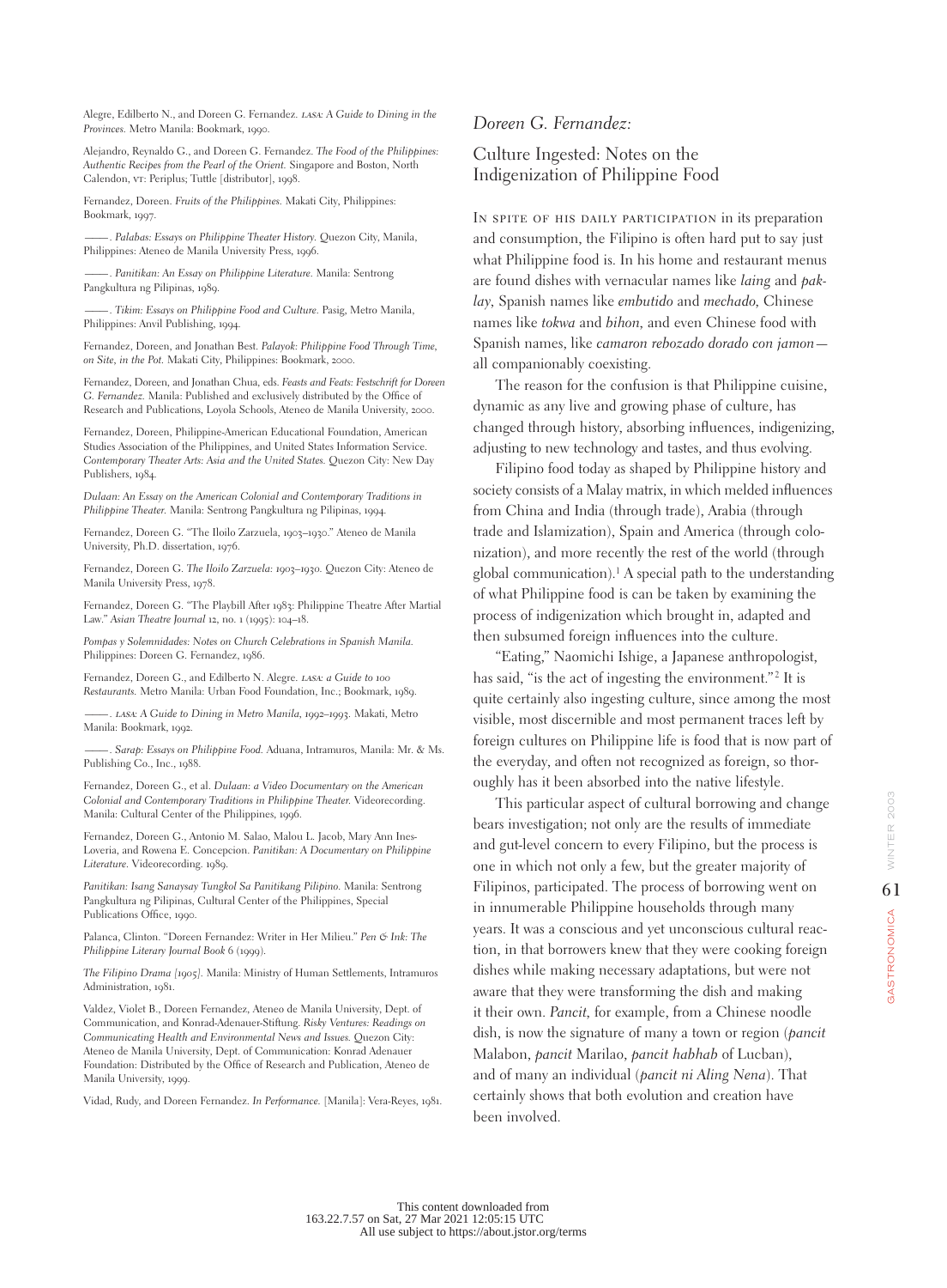Alegre, Edilberto N., and Doreen G. Fernandez. *LASA: A Guide to Dining in the Provinces*. Metro Manila: Bookmark, 1990.

Alejandro, Reynaldo G., and Doreen G. Fernandez. *The Food of the Philippines: Authentic Recipes from the Pearl of the Orient*. Singapore and Boston, North Calendon, VT: Periplus; Tuttle [distributor], 1998.

Fernandez, Doreen. *Fruits of the Philippines*. Makati City, Philippines: Bookmark, 1997.

———. *Palabas: Essays on Philippine Theater History*. Quezon City, Manila, Philippines: Ateneo de Manila University Press, 1996.

———. *Panitikan: An Essay on Philippine Literature*. Manila: Sentrong Pangkultura ng Pilipinas, 1989.

———. *Tikim: Essays on Philippine Food and Culture*. Pasig, Metro Manila, Philippines: Anvil Publishing, 1994.

Fernandez, Doreen, and Jonathan Best. *Palayok: Philippine Food Through Time, on Site, in the Pot*. Makati City, Philippines: Bookmark, 2000.

Fernandez, Doreen, and Jonathan Chua, eds. *Feasts and Feats: Festschrift for Doreen G. Fernandez*. Manila: Published and exclusively distributed by the Office of Research and Publications, Loyola Schools, Ateneo de Manila University, 2000.

Fernandez, Doreen, Philippine-American Educational Foundation, American Studies Association of the Philippines, and United States Information Service. *Contemporary Theater Arts: Asia and the United States*. Quezon City: New Day Publishers, 1984.

*Dulaan: An Essay on the American Colonial and Contemporary Traditions in Philippine Theater*. Manila: Sentrong Pangkultura ng Pilipinas, 1994.

Fernandez, Doreen G. "The Iloilo Zarzuela, 1903–1930." Ateneo de Manila University, Ph.D. dissertation, 1976.

Fernandez, Doreen G. *The Iloilo Zarzuela: 1903–1930*. Quezon City: Ateneo de Manila University Press, 1978.

Fernandez, Doreen G. "The Playbill After 1983: Philippine Theatre After Martial Law." *Asian Theatre Journal* 12, no. 1 (1995): 104–18.

*Pompas y Solemnidades: Notes on Church Celebrations in Spanish Manila*. Philippines: Doreen G. Fernandez, 1986.

Fernandez, Doreen G., and Edilberto N. Alegre. *LASA: a Guide to 100 Restaurants*. Metro Manila: Urban Food Foundation, Inc.; Bookmark, 1989.

———. *LASA: A Guide to Dining in Metro Manila, 1992–1993*. Makati, Metro Manila: Bookmark, 1992.

———. *Sarap: Essays on Philippine Food*. Aduana, Intramuros, Manila: Mr. & Ms. Publishing Co., Inc., 1988.

Fernandez, Doreen G., et al. *Dulaan: a Video Documentary on the American Colonial and Contemporary Traditions in Philippine Theater*. Videorecording. Manila: Cultural Center of the Philippines, 1996.

Fernandez, Doreen G., Antonio M. Salao, Malou L. Jacob, Mary Ann Ines-Loveria, and Rowena E. Concepcion. *Panitikan: A Documentary on Philippine Literature*. Videorecording. 1989.

*Panitikan: Isang Sanaysay Tungkol Sa Panitikang Pilipino*. Manila: Sentrong Pangkultura ng Pilipinas, Cultural Center of the Philippines, Special Publications Office, 1990.

Palanca, Clinton. "Doreen Fernandez: Writer in Her Milieu." *Pen & Ink: The Philippine Literary Journal Book* 6 (1999).

*The Filipino Drama [1905]*. Manila: Ministry of Human Settlements, Intramuros Administration, 1981.

Valdez, Violet B., Doreen Fernandez, Ateneo de Manila University, Dept. of Communication, and Konrad-Adenauer-Stiftung. *Risky Ventures: Readings on Communicating Health and Environmental News and Issues*. Quezon City: Ateneo de Manila University, Dept. of Communication: Konrad Adenauer Foundation: Distributed by the Office of Research and Publication, Ateneo de Manila University, 1999.

Vidad, Rudy, and Doreen Fernandez. *In Performance*. [Manila]: Vera-Reyes, 1981.

## *Doreen G. Fernandez:*

## Culture Ingested: Notes on the Indigenization of Philippine Food

In spite of his daily participation in its preparation and consumption, the Filipino is often hard put to say just what Philippine food is. In his home and restaurant menus are found dishes with vernacular names like *laing* and *paklay*, Spanish names like *embutido* and *mechado*, Chinese names like *tokwa* and *bihon*, and even Chinese food with Spanish names, like *camaron rebozado dorado con jamon*—all companionably coexisting.

The reason for the confusion is that Philippine cuisine, dynamic as any live and growing phase of culture, has changed through history, absorbing influences, indigenizing, adjusting to new technology and tastes, and thus evolving.

Filipino food today as shaped by Philippine history and society consists of a Malay matrix, in which melded influences from China and India (through trade), Arabia (through trade and Islamization), Spain and America (through colonization), and more recently the rest of the world (through global communication).[1] A special path to the understanding of what Philippine food is can be taken by examining the process of indigenization which brought in, adapted and then subsumed foreign influences into the culture.

"Eating," Naomichi Ishige, a Japanese anthropologist, has said, "is the act of ingesting the environment."[2] It is quite certainly also ingesting culture, since among the most visible, most discernible and most permanent traces left by foreign cultures on Philippine life is food that is now part of the everyday, and often not recognized as foreign, so thoroughly has it been absorbed into the native lifestyle.

This particular aspect of cultural borrowing and change bears investigation; not only are the results of immediate and gut-level concern to every Filipino, but the process is one in which not only a few, but the greater majority of Filipinos, participated. The process of borrowing went on in innumerable Philippine households through many years. It was a conscious and yet unconscious cultural reaction, in that borrowers knew that they were cooking foreign dishes while making necessary adaptations, but were not aware that they were transforming the dish and making it their own. *Pancit*, for example, from a Chinese noodle dish, is now the signature of many a town or region (*pancit* Malabon, *pancit* Marilao, *pancit habhab* of Lucban), and of many an individual (*pancit ni Aling Nena*). That certainly shows that both evolution and creation have been involved.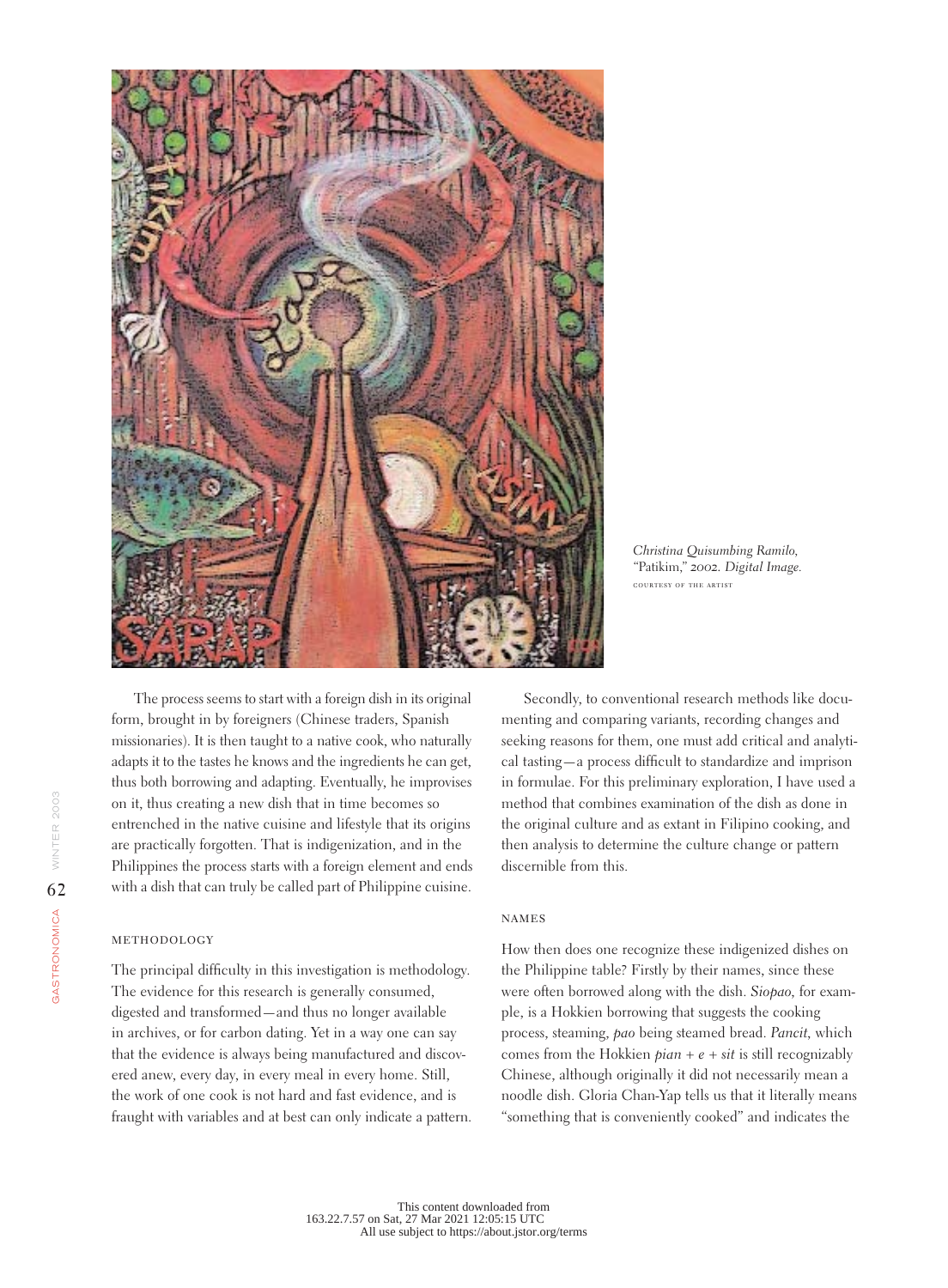*Christina Quisumbing Ramilo,* "Patikim," *2002. Digital Image.*
COURTESY OF THE ARTIST

The process seems to start with a foreign dish in its original form, brought in by foreigners (Chinese traders, Spanish missionaries). It is then taught to a native cook, who naturally adapts it to the tastes he knows and the ingredients he can get, thus both borrowing and adapting. Eventually, he improvises on it, thus creating a new dish that in time becomes so entrenched in the native cuisine and lifestyle that its origins are practically forgotten. That is indigenization, and in the Philippines the process starts with a foreign element and ends with a dish that can truly be called part of Philippine cuisine.

## METHODOLOGY

The principal difficulty in this investigation is methodology. The evidence for this research is generally consumed, digested and transformed—and thus no longer available in archives, or for carbon dating. Yet in a way one can say that the evidence is always being manufactured and discovered anew, every day, in every meal in every home. Still, the work of one cook is not hard and fast evidence, and is fraught with variables and at best can only indicate a pattern.

Secondly, to conventional research methods like documenting and comparing variants, recording changes and seeking reasons for them, one must add critical and analytical tasting—a process difficult to standardize and imprison in formulae. For this preliminary exploration, I have used a method that combines examination of the dish as done in the original culture and as extant in Filipino cooking, and then analysis to determine the culture change or pattern discernible from this.

## NAMES

How then does one recognize these indigenized dishes on the Philippine table? Firstly by their names, since these were often borrowed along with the dish. *Siopao*, for example, is a Hokkien borrowing that suggests the cooking process, steaming, *pao* being steamed bread. *Pancit*, which comes from the Hokkien *pian + e + sit* is still recognizably Chinese, although originally it did not necessarily mean a noodle dish. Gloria Chan-Yap tells us that it literally means "something that is conveniently cooked" and indicates the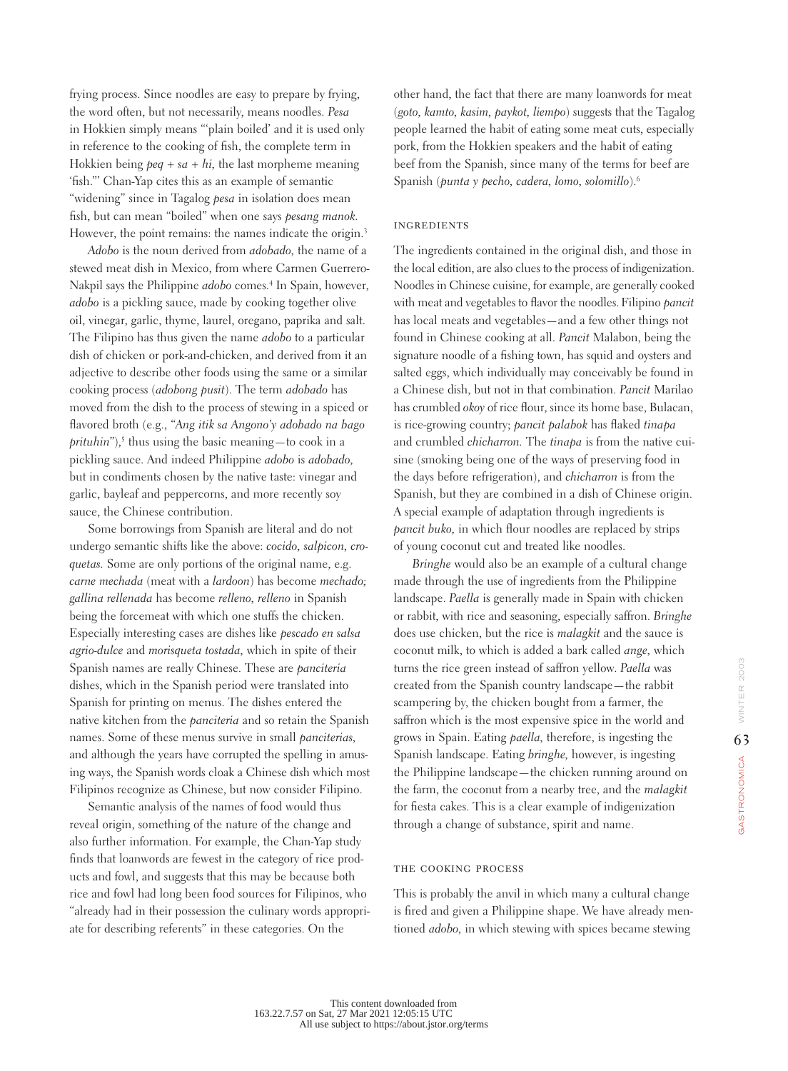frying process. Since noodles are easy to prepare by frying, the word often, but not necessarily, means noodles. *Pesa* in Hokkien simply means "'plain boiled' and it is used only in reference to the cooking of fish, the complete term in Hokkien being *peq* + *sa* + *hi*, the last morpheme meaning 'fish.'" Chan-Yap cites this as an example of semantic "widening" since in Tagalog *pesa* in isolation does mean fish, but can mean "boiled" when one says *pesang manok*. However, the point remains: the names indicate the origin.[3]

*Adobo* is the noun derived from *adobado*, the name of a stewed meat dish in Mexico, from where Carmen Guerrero-Nakpil says the Philippine *adobo* comes.[4] In Spain, however, *adobo* is a pickling sauce, made by cooking together olive oil, vinegar, garlic, thyme, laurel, oregano, paprika and salt. The Filipino has thus given the name *adobo* to a particular dish of chicken or pork-and-chicken, and derived from it an adjective to describe other foods using the same or a similar cooking process (*adobong pusit*). The term *adobado* has moved from the dish to the process of stewing in a spiced or flavored broth (e.g., "*Ang itik sa Angono'y adobado na bago prituhin*"),[5] thus using the basic meaning—to cook in a pickling sauce. And indeed Philippine *adobo* is *adobado*, but in condiments chosen by the native taste: vinegar and garlic, bayleaf and peppercorns, and more recently soy sauce, the Chinese contribution.

Some borrowings from Spanish are literal and do not undergo semantic shifts like the above: *cocido*, *salpicon*, *croquetas*. Some are only portions of the original name, e.g. *carne mechada* (meat with a *lardoon*) has become *mechado*; *gallina rellenada* has become *relleno*, *relleno* in Spanish being the forcemeat with which one stuffs the chicken. Especially interesting cases are dishes like *pescado en salsa agrio-dulce* and *morisqueta tostada*, which in spite of their Spanish names are really Chinese. These are *panciteria* dishes, which in the Spanish period were translated into Spanish for printing on menus. The dishes entered the native kitchen from the *panciteria* and so retain the Spanish names. Some of these menus survive in small *pancitería*s, and although the years have corrupted the spelling in amusing ways, the Spanish words cloak a Chinese dish which most Filipinos recognize as Chinese, but now consider Filipino.

Semantic analysis of the names of food would thus reveal origin, something of the nature of the change and also further information. For example, the Chan-Yap study finds that loanwords are fewest in the category of rice products and fowl, and suggests that this may be because both rice and fowl had long been food sources for Filipinos, who "already had in their possession the culinary words appropriate for describing referents" in these categories. On the other hand, the fact that there are many loanwords for meat (*goto*, *kamto*, *kasim*, *paykot*, *liempo*) suggests that the Tagalog people learned the habit of eating some meat cuts, especially pork, from the Hokkien speakers and the habit of eating beef from the Spanish, since many of the terms for beef are Spanish (*punta y pecho*, *cadera*, *lomo*, *solomillo*).[6]

## INGREDIENTS

The ingredients contained in the original dish, and those in the local edition, are also clues to the process of indigenization. Noodles in Chinese cuisine, for example, are generally cooked with meat and vegetables to flavor the noodles. Filipino *pancit* has local meats and vegetables—and a few other things not found in Chinese cooking at all. *Pancit* Malabon, being the signature noodle of a fishing town, has squid and oysters and salted eggs, which individually may conceivably be found in a Chinese dish, but not in that combination. *Pancit* Marilao has crumbled *okoy* of rice flour, since its home base, Bulacan, is rice-growing country; *pancit palabok* has flaked *tinapa* and crumbled *chicharron*. The *tinapa* is from the native cuisine (smoking being one of the ways of preserving food in the days before refrigeration), and *chicharron* is from the Spanish, but they are combined in a dish of Chinese origin. A special example of adaptation through ingredients is *pancit buko*, in which flour noodles are replaced by strips of young coconut cut and treated like noodles.

*Bringhe* would also be an example of a cultural change made through the use of ingredients from the Philippine landscape. *Paella* is generally made in Spain with chicken or rabbit, with rice and seasoning, especially saffron. *Bringhe* does use chicken, but the rice is *malagkit* and the sauce is coconut milk, to which is added a bark called *ange*, which turns the rice green instead of saffron yellow. *Paella* was created from the Spanish country landscape—the rabbit scampering by, the chicken bought from a farmer, the saffron which is the most expensive spice in the world and grows in Spain. Eating *paella*, therefore, is ingesting the Spanish landscape. Eating *bringhe*, however, is ingesting the Philippine landscape—the chicken running around on the farm, the coconut from a nearby tree, and the *malagkit* for fiesta cakes. This is a clear example of indigenization through a change of substance, spirit and name.

## THE COOKING PROCESS

This is probably the anvil in which many a cultural change is fired and given a Philippine shape. We have already mentioned *adobo*, in which stewing with spices became stewing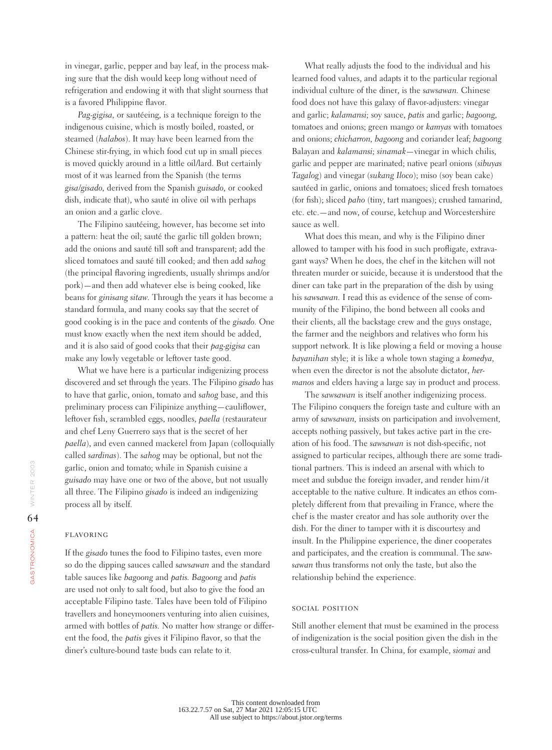in vinegar, garlic, pepper and bay leaf, in the process making sure that the dish would keep long without need of refrigeration and endowing it with that slight sourness that is a favored Philippine flavor.

*Pag-gigisa*, or sautéeing, is a technique foreign to the indigenous cuisine, which is mostly boiled, roasted, or steamed (*halabos*). It may have been learned from the Chinese stir-frying, in which food cut up in small pieces is moved quickly around in a little oil/lard. But certainly most of it was learned from the Spanish (the terms *gisa/gisado*, derived from the Spanish *guisado*, or cooked dish, indicate that), who sauté in olive oil with perhaps an onion and a garlic clove.

The Filipino sautéeing, however, has become set into a pattern: heat the oil; sauté the garlic till golden brown; add the onions and sauté till soft and transparent; add the sliced tomatoes and sauté till cooked; and then add *sahog* (the principal flavoring ingredients, usually shrimps and/or pork)—and then add whatever else is being cooked, like beans for *ginisang sitaw*. Through the years it has become a standard formula, and many cooks say that the secret of good cooking is in the pace and contents of the *gisado*. One must know exactly when the next item should be added, and it is also said of good cooks that their *pag-gigisa* can make any lowly vegetable or leftover taste good.

What we have here is a particular indigenizing process discovered and set through the years. The Filipino *gisado* has to have that garlic, onion, tomato and *sahog* base, and this preliminary process can Filipinize anything—cauliflower, leftover fish, scrambled eggs, noodles, *paella* (restaurateur and chef Leny Guerrero says that is the secret of her *paella*), and even canned mackerel from Japan (colloquially called *sardinas*). The *sahog* may be optional, but not the garlic, onion and tomato; while in Spanish cuisine a *guisado* may have one or two of the above, but not usually all three. The Filipino *gisado* is indeed an indigenizing process all by itself.

## Flavoring

If the *gisado* tunes the food to Filipino tastes, even more so do the dipping sauces called *sawsawan* and the standard table sauces like *bagoong* and *patis*. *Bagoong* and *patis* are used not only to salt food, but also to give the food an acceptable Filipino taste. Tales have been told of Filipino travellers and honeymooners venturing into alien cuisines, armed with bottles of *patis*. No matter how strange or different the food, the *patis* gives it Filipino flavor, so that the diner's culture-bound taste buds can relate to it.

What really adjusts the food to the individual and his learned food values, and adapts it to the particular regional individual culture of the diner, is the *sawsawan*. Chinese food does not have this galaxy of flavor-adjusters: vinegar and garlic; *kalamansi*; soy sauce, *patis* and garlic; *bagoong*, tomatoes and onions; green mango or *kamyas* with tomatoes and onions; *chicharron*, *bagoong* and coriander leaf; *bagoong* Balayan and *kalamansi*; *sinamak*—vinegar in which chilis, garlic and pepper are marinated; native pearl onions (*sibuyas Tagalog*) and vinegar (*sukang Iloco*); miso (soy bean cake) sautéed in garlic, onions and tomatoes; sliced fresh tomatoes (for fish); sliced *paho* (tiny, tart mangoes); crushed tamarind, etc. etc.—and now, of course, ketchup and Worcestershire sauce as well.

What does this mean, and why is the Filipino diner allowed to tamper with his food in such profligate, extravagant ways? When he does, the chef in the kitchen will not threaten murder or suicide, because it is understood that the diner can take part in the preparation of the dish by using his *sawsawan*. I read this as evidence of the sense of community of the Filipino, the bond between all cooks and their clients, all the backstage crew and the guys onstage, the farmer and the neighbors and relatives who form his support network. It is like plowing a field or moving a house *bayanihan* style; it is like a whole town staging a *komedya*, when even the director is not the absolute dictator, *hermanos* and elders having a large say in product and process.

The *sawsawan* is itself another indigenizing process. The Filipino conquers the foreign taste and culture with an army of *sawsawan*, insists on participation and involvement, accepts nothing passively, but takes active part in the creation of his food. The *sawsawan* is not dish-specific, not assigned to particular recipes, although there are some traditional partners. This is indeed an arsenal with which to meet and subdue the foreign invader, and render him/it acceptable to the native culture. It indicates an ethos completely different from that prevailing in France, where the chef is the master creator and has sole authority over the dish. For the diner to tamper with it is discourtesy and insult. In the Philippine experience, the diner cooperates and participates, and the creation is communal. The *sawsawan* thus transforms not only the taste, but also the relationship behind the experience.

## Social Position

Still another element that must be examined in the process of indigenization is the social position given the dish in the cross-cultural transfer. In China, for example, *siomai* and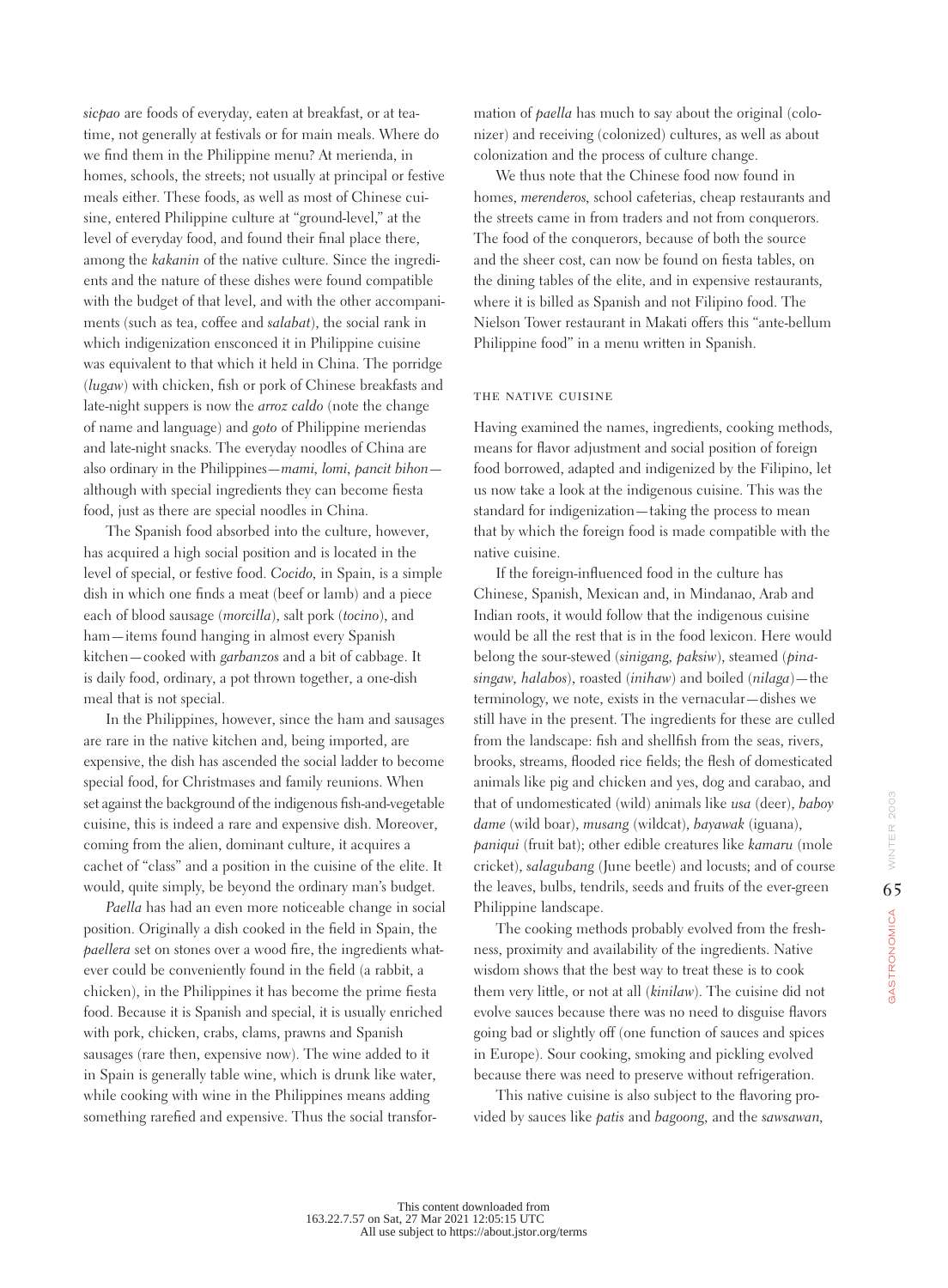*siopao* are foods of everyday, eaten at breakfast, or at teatime, not generally at festivals or for main meals. Where do we find them in the Philippine menu? At merienda, in homes, schools, the streets; not usually at principal or festive meals either. These foods, as well as most of Chinese cuisine, entered Philippine culture at "ground-level," at the level of everyday food, and found their final place there, among the *kakanin* of the native culture. Since the ingredients and the nature of these dishes were found compatible with the budget of that level, and with the other accompaniments (such as tea, coffee and *salabat*), the social rank in which indigenization ensconced it in Philippine cuisine was equivalent to that which it held in China. The porridge (*lugaw*) with chicken, fish or pork of Chinese breakfasts and late-night suppers is now the *arroz caldo* (note the change of name and language) and *goto* of Philippine meriendas and late-night snacks. The everyday noodles of China are also ordinary in the Philippines—*mami, lomi, pancit bihon*—although with special ingredients they can become fiesta food, just as there are special noodles in China.

The Spanish food absorbed into the culture, however, has acquired a high social position and is located in the level of special, or festive food. *Cocido*, in Spain, is a simple dish in which one finds a meat (beef or lamb) and a piece each of blood sausage (*morcilla*), salt pork (*tocino*), and ham—items found hanging in almost every Spanish kitchen—cooked with *garbanzos* and a bit of cabbage. It is daily food, ordinary, a pot thrown together, a one-dish meal that is not special.

In the Philippines, however, since the ham and sausages are rare in the native kitchen and, being imported, are expensive, the dish has ascended the social ladder to become special food, for Christmases and family reunions. When set against the background of the indigenous fish-and-vegetable cuisine, this is indeed a rare and expensive dish. Moreover, coming from the alien, dominant culture, it acquires a cachet of "class" and a position in the cuisine of the elite. It would, quite simply, be beyond the ordinary man's budget.

*Paella* has had an even more noticeable change in social position. Originally a dish cooked in the field in Spain, the *paellera* set on stones over a wood fire, the ingredients whatever could be conveniently found in the field (a rabbit, a chicken), in the Philippines it has become the prime fiesta food. Because it is Spanish and special, it is usually enriched with pork, chicken, crabs, clams, prawns and Spanish sausages (rare then, expensive now). The wine added to it in Spain is generally table wine, which is drunk like water, while cooking with wine in the Philippines means adding something rarefied and expensive. Thus the social transformation of *paella* has much to say about the original (colonizer) and receiving (colonized) cultures, as well as about colonization and the process of culture change.

We thus note that the Chinese food now found in homes, *merenderos*, school cafeterias, cheap restaurants and the streets came in from traders and not from conquerors. The food of the conquerors, because of both the source and the sheer cost, can now be found on fiesta tables, on the dining tables of the elite, and in expensive restaurants, where it is billed as Spanish and not Filipino food. The Nielson Tower restaurant in Makati offers this "ante-bellum Philippine food" in a menu written in Spanish.

## THE NATIVE CUISINE

Having examined the names, ingredients, cooking methods, means for flavor adjustment and social position of foreign food borrowed, adapted and indigenized by the Filipino, let us now take a look at the indigenous cuisine. This was the standard for indigenization—taking the process to mean that by which the foreign food is made compatible with the native cuisine.

If the foreign-influenced food in the culture has Chinese, Spanish, Mexican and, in Mindanao, Arab and Indian roots, it would follow that the indigenous cuisine would be all the rest that is in the food lexicon. Here would belong the sour-stewed (*sinigang, paksiw*), steamed (*pinasingaw, halabos*), roasted (*inihaw*) and boiled (*nilaga*)—the terminology, we note, exists in the vernacular—dishes we still have in the present. The ingredients for these are culled from the landscape: fish and shellfish from the seas, rivers, brooks, streams, flooded rice fields; the flesh of domesticated animals like pig and chicken and yes, dog and carabao, and that of undomesticated (wild) animals like *usa* (deer), *baboy dame* (wild boar), *musang* (wildcat), *bayawak* (iguana), *paniqui* (fruit bat); other edible creatures like *kamaru* (mole cricket), *salagubang* (June beetle) and locusts; and of course the leaves, bulbs, tendrils, seeds and fruits of the ever-green Philippine landscape.

The cooking methods probably evolved from the freshness, proximity and availability of the ingredients. Native wisdom shows that the best way to treat these is to cook them very little, or not at all (*kinilaw*). The cuisine did not evolve sauces because there was no need to disguise flavors going bad or slightly off (one function of sauces and spices in Europe). Sour cooking, smoking and pickling evolved because there was need to preserve without refrigeration.

This native cuisine is also subject to the flavoring provided by sauces like *patis* and *bagoong*, and the *sawsawan*,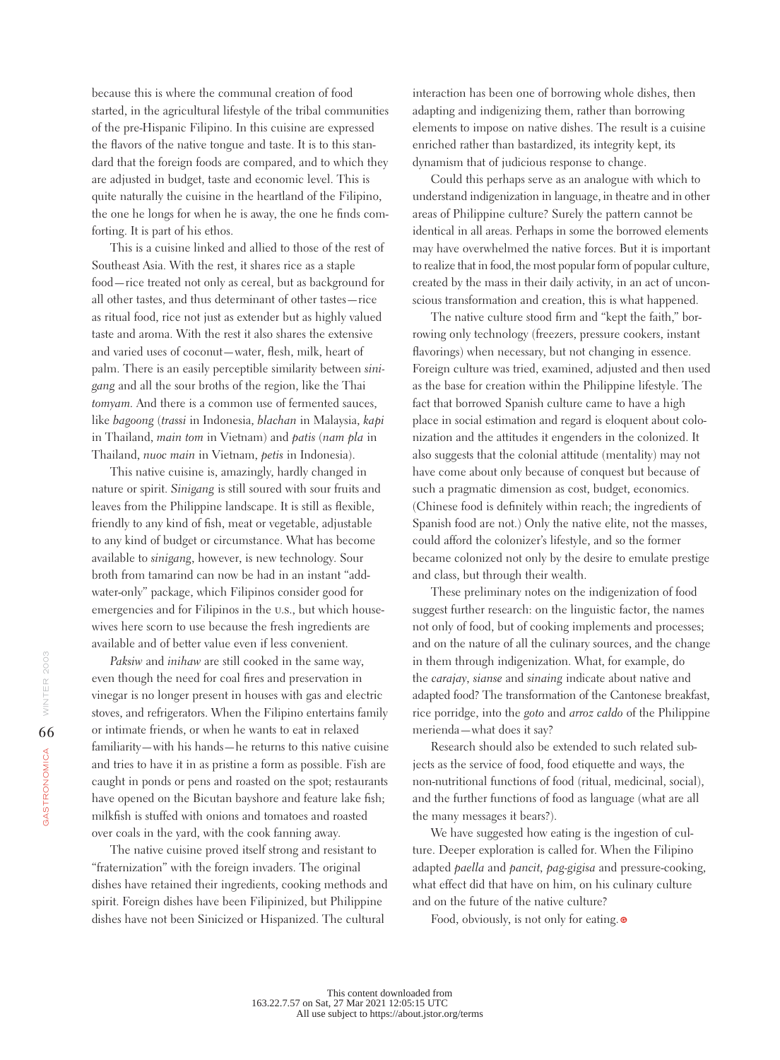because this is where the communal creation of food started, in the agricultural lifestyle of the tribal communities of the pre-Hispanic Filipino. In this cuisine are expressed the flavors of the native tongue and taste. It is to this standard that the foreign foods are compared, and to which they are adjusted in budget, taste and economic level. This is quite naturally the cuisine in the heartland of the Filipino, the one he longs for when he is away, the one he finds comforting. It is part of his ethos.

This is a cuisine linked and allied to those of the rest of Southeast Asia. With the rest, it shares rice as a staple food—rice treated not only as cereal, but as background for all other tastes, and thus determinant of other tastes—rice as ritual food, rice not just as extender but as highly valued taste and aroma. With the rest it also shares the extensive and varied uses of coconut—water, flesh, milk, heart of palm. There is an easily perceptible similarity between *sinigang* and all the sour broths of the region, like the Thai *tomyam*. And there is a common use of fermented sauces, like *bagoong* (*trassi* in Indonesia, *blachan* in Malaysia, *kapi* in Thailand, *main tom* in Vietnam) and *patis* (*nam pla* in Thailand, *nuoc main* in Vietnam, *petis* in Indonesia).

This native cuisine is, amazingly, hardly changed in nature or spirit. *Sinigang* is still soured with sour fruits and leaves from the Philippine landscape. It is still as flexible, friendly to any kind of fish, meat or vegetable, adjustable to any kind of budget or circumstance. What has become available to *sinigang*, however, is new technology. Sour broth from tamarind can now be had in an instant "add-water-only" package, which Filipinos consider good for emergencies and for Filipinos in the U.S., but which housewives here scorn to use because the fresh ingredients are available and of better value even if less convenient.

*Paksiw* and *inihaw* are still cooked in the same way, even though the need for coal fires and preservation in vinegar is no longer present in houses with gas and electric stoves, and refrigerators. When the Filipino entertains family or intimate friends, or when he wants to eat in relaxed familiarity—with his hands—he returns to this native cuisine and tries to have it in as pristine a form as possible. Fish are caught in ponds or pens and roasted on the spot; restaurants have opened on the Bicutan bayshore and feature lake fish; milkfish is stuffed with onions and tomatoes and roasted over coals in the yard, with the cook fanning away.

The native cuisine proved itself strong and resistant to "fraternization" with the foreign invaders. The original dishes have retained their ingredients, cooking methods and spirit. Foreign dishes have been Filipinized, but Philippine dishes have not been Sinicized or Hispanized. The cultural interaction has been one of borrowing whole dishes, then adapting and indigenizing them, rather than borrowing elements to impose on native dishes. The result is a cuisine enriched rather than bastardized, its integrity kept, its dynamism that of judicious response to change.

Could this perhaps serve as an analogue with which to understand indigenization in language, in theatre and in other areas of Philippine culture? Surely the pattern cannot be identical in all areas. Perhaps in some the borrowed elements may have overwhelmed the native forces. But it is important to realize that in food, the most popular form of popular culture, created by the mass in their daily activity, in an act of unconscious transformation and creation, this is what happened.

The native culture stood firm and "kept the faith," borrowing only technology (freezers, pressure cookers, instant flavorings) when necessary, but not changing in essence. Foreign culture was tried, examined, adjusted and then used as the base for creation within the Philippine lifestyle. The fact that borrowed Spanish culture came to have a high place in social estimation and regard is eloquent about colonization and the attitudes it engenders in the colonized. It also suggests that the colonial attitude (mentality) may not have come about only because of conquest but because of such a pragmatic dimension as cost, budget, economics. (Chinese food is definitely within reach; the ingredients of Spanish food are not.) Only the native elite, not the masses, could afford the colonizer's lifestyle, and so the former became colonized not only by the desire to emulate prestige and class, but through their wealth.

These preliminary notes on the indigenization of food suggest further research: on the linguistic factor, the names not only of food, but of cooking implements and processes; and on the nature of all the culinary sources, and the change in them through indigenization. What, for example, do the *carajay*, *sianse* and *sinaing* indicate about native and adapted food? The transformation of the Cantonese breakfast, rice porridge, into the *goto* and *arroz caldo* of the Philippine merienda—what does it say?

Research should also be extended to such related subjects as the service of food, food etiquette and ways, the non-nutritional functions of food (ritual, medicinal, social), and the further functions of food as language (what are all the many messages it bears?).

We have suggested how eating is the ingestion of culture. Deeper exploration is called for. When the Filipino adapted *paella* and *pancit*, *pag-gigisa* and pressure-cooking, what effect did that have on him, on his culinary culture and on the future of the native culture?

Food, obviously, is not only for eating.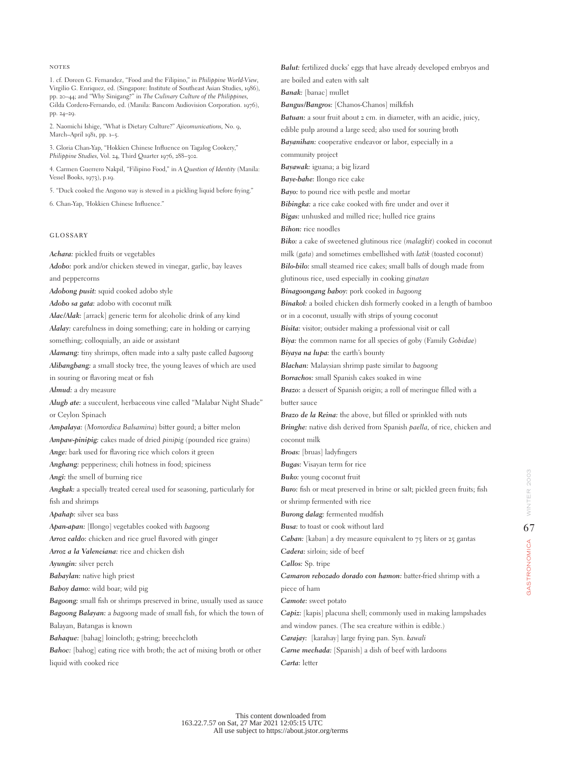## NOTES

1. cf. Doreen G. Fernandez, "Food and the Filipino," in *Philippine World-View*, Virgilio G. Enriquez, ed. (Singapore: Institute of Southeast Asian Studies, 1986), pp. 20–44; and "Why Sinigang?" in *The Culinary Culture of the Philippines*, Gilda Cordero-Fernando, ed. (Manila: Bancom Audiovision Corporation. 1976), pp. 24–29.

2. Naomichi Ishige, "What is Dietary Culture?" *Ajicomunications*, No. 9, March–April 1981, pp. 1–5.

3. Gloria Chan-Yap, "Hokkien Chinese Influence on Tagalog Cookery," *Philippine Studies*, Vol. 24, Third Quarter 1976, 288–302.

4. Carmen Guerrero Nakpil, "Filipino Food," in *A Question of Identity* (Manila: Vessel Books, 1973), p.19.

5. "Duck cooked the Angono way is stewed in a pickling liquid before frying."

6. Chan-Yap, 'Hokkien Chinese Influence."

## GLOSSARY

***Achara:*** pickled fruits or vegetables

***Adobo:*** pork and/or chicken stewed in vinegar, garlic, bay leaves and peppercorns

***Adobong pusit:*** squid cooked adobo style

***Adobo sa gata:*** adobo with coconut milk

***Alac/Alak:*** [arrack] generic term for alcoholic drink of any kind

***Alalay:*** carefulness in doing something; care in holding or carrying something; colloquially, an aide or assistant

***Alamang:*** tiny shrimps, often made into a salty paste called *bagoong*

***Alibangbang:*** a small stocky tree, the young leaves of which are used in souring or flavoring meat or fish

***Almud:*** a dry measure

***Alugb ate:*** a succulent, herbaceous vine called "Malabar Night Shade" or Ceylon Spinach

***Ampalaya:*** (*Momordica Balsamina*) bitter gourd; a bitter melon

***Ampaw-pinipig:*** cakes made of dried *pinipig* (pounded rice grains)

***Ange:*** bark used for flavoring rice which colors it green

***Anghang:*** pepperiness; chili hotness in food; spiciness

***Angi:*** the smell of burning rice

***Angkak:*** a specially treated cereal used for seasoning, particularly for fish and shrimps

***Apahap:*** silver sea bass

***Apan-apan:*** [Ilongo] vegetables cooked with *bagoong*

***Arroz caldo:*** chicken and rice gruel flavored with ginger

***Arroz a la Valenciana:*** rice and chicken dish

***Ayungin:*** silver perch

***Babaylan:*** native high priest

***Baboy damo:*** wild boar; wild pig

***Bagoong:*** small fish or shrimps preserved in brine, usually used as sauce

***Bagoong Balayan:*** a *bagoong* made of small fish, for which the town of Balayan, Batangas is known

***Bahaque:*** [bahag] loincloth; g-string; breechcloth

***Bahoc:*** [bahog] eating rice with broth; the act of mixing broth or other liquid with cooked rice

***Balut:*** fertilized ducks' eggs that have already developed embryos and are boiled and eaten with salt

***Banak:*** [banac] mullet

***Bangus/Bangros:*** [Chanos-Chanos] milkfish

***Batuan:*** a sour fruit about 2 cm. in diameter, with an acidic, juicy, edible pulp around a large seed; also used for souring broth

***Bayanihan:*** cooperative endeavor or labor, especially in a community project

***Bayawak:*** iguana; a big lizard

***Baye-bahe:*** Ilongo rice cake

***Bayo:*** to pound rice with pestle and mortar

***Bibingka:*** a rice cake cooked with fire under and over it

***Bigas:*** unhusked and milled rice; hulled rice grains

***Bihon:*** rice noodles

***Biko:*** a cake of sweetened glutinous rice (*malagkit*) cooked in coconut milk (*gata*) and sometimes embellished with *latik* (toasted coconut)

***Bilo-bilo:*** small steamed rice cakes; small balls of dough made from glutinous rice, used especially in cooking *ginatan*

***Binagoongang baboy:*** pork cooked in *bagoong*

***Binakol:*** a boiled chicken dish formerly cooked in a length of bamboo or in a coconut, usually with strips of young coconut

***Bisita:*** visitor; outsider making a professional visit or call

***Biya:*** the common name for all species of goby (Family *Gobidae*)

***Biyaya na lupa:*** the earth's bounty

***Blachan:*** Malaysian shrimp paste similar to *bagoong*

***Borrachos:*** small Spanish cakes soaked in wine

***Brazo:*** a dessert of Spanish origin; a roll of meringue filled with a butter sauce

***Brazo de la Reina:*** the above, but filled or sprinkled with nuts

***Bringhe:*** native dish derived from Spanish *paella*, of rice, chicken and coconut milk

***Broas:*** [bruas] ladyfingers

***Bugas:*** Visayan term for rice

***Buko:*** young coconut fruit

***Buro:*** fish or meat preserved in brine or salt; pickled green fruits; fish or shrimp fermented with rice

***Burong dalag:*** fermented mudfish

***Busa:*** to toast or cook without lard

***Caban:*** [kaban] a dry measure equivalent to 75 liters or 25 gantas

***Cadera:*** sirloin; side of beef

***Callos:*** Sp. tripe

***Camaron rebozado dorado con hamon:*** batter-fried shrimp with a piece of ham

***Camote:*** sweet potato

***Capiz:*** [kapis] placuna shell; commonly used in making lampshades and window panes. (The sea creature within is edible.)

***Carajay:*** [karahay] large frying pan. Syn. *kawali*

***Carne mechada:*** [Spanish] a dish of beef with lardoons

***Carta:*** letter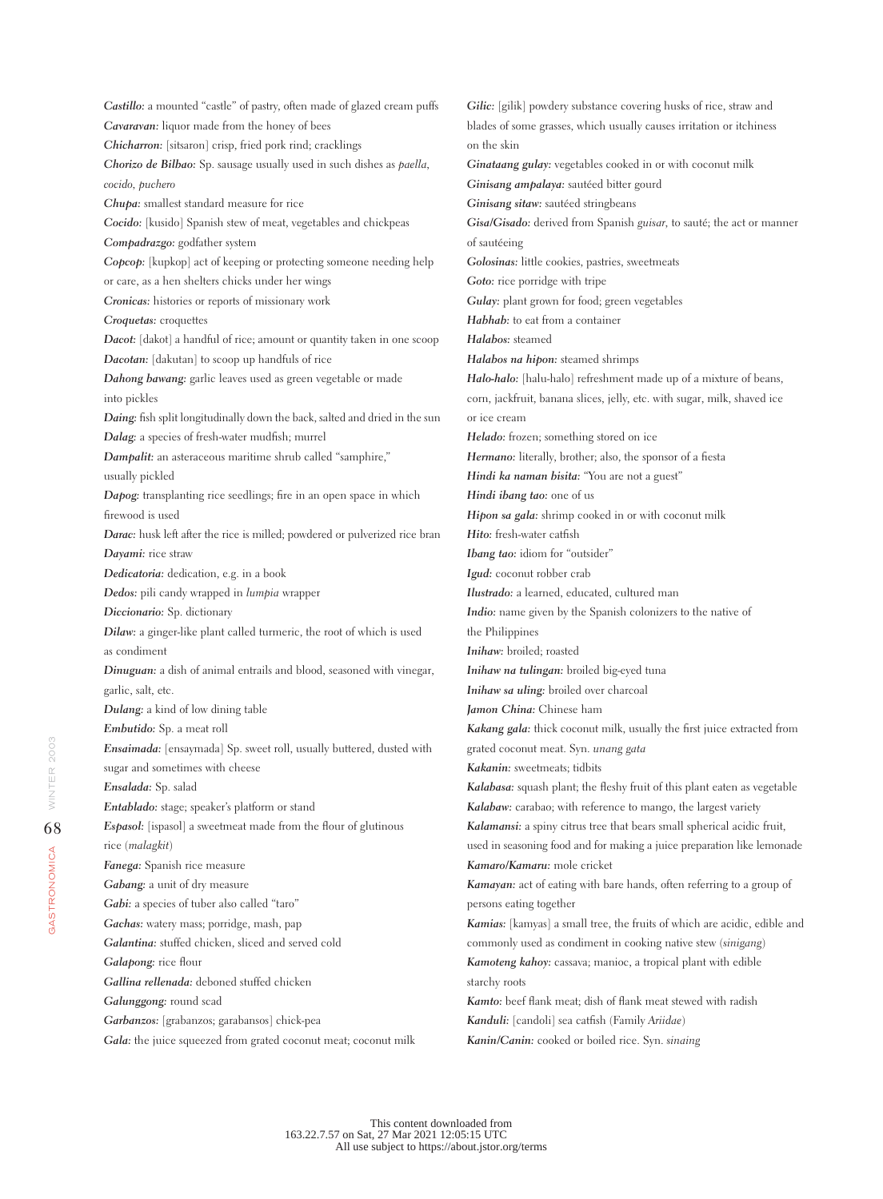***Castillo:*** a mounted "castle" of pastry, often made of glazed cream puffs

***Cavaravan:*** liquor made from the honey of bees

***Chicharron:*** [sitsaron] crisp, fried pork rind; cracklings

***Chorizo de Bilbao:*** Sp. sausage usually used in such dishes as *paella, cocido, puchero*

***Chupa:*** smallest standard measure for rice

***Cocido:*** [kusido] Spanish stew of meat, vegetables and chickpeas

***Compadrazgo:*** godfather system

***Copcop:*** [kupkop] act of keeping or protecting someone needing help or care, as a hen shelters chicks under her wings

***Cronicas:*** histories or reports of missionary work

***Croquetas:*** croquettes

***Dacot:*** [dakot] a handful of rice; amount or quantity taken in one scoop

***Dacotan:*** [dakutan] to scoop up handfuls of rice

***Dahong bawang:*** garlic leaves used as green vegetable or made into pickles

***Daing:*** fish split longitudinally down the back, salted and dried in the sun

***Dalag:*** a species of fresh-water mudfish; murrel

***Dampalit:*** an asteraceous maritime shrub called "samphire," usually pickled

***Dapog:*** transplanting rice seedlings; fire in an open space in which firewood is used

***Darac:*** husk left after the rice is milled; powdered or pulverized rice bran

***Dayami:*** rice straw

***Dedicatoria:*** dedication, e.g. in a book

***Dedos:*** pili candy wrapped in *lumpia* wrapper

***Diccionario:*** Sp. dictionary

***Dilaw:*** a ginger-like plant called turmeric, the root of which is used as condiment

***Dinuguan:*** a dish of animal entrails and blood, seasoned with vinegar, garlic, salt, etc.

***Dulang:*** a kind of low dining table

***Embutido:*** Sp. a meat roll

***Ensaimada:*** [ensaymada] Sp. sweet roll, usually buttered, dusted with sugar and sometimes with cheese

***Ensalada:*** Sp. salad

***Entablado:*** stage; speaker's platform or stand

***Espasol:*** [ispasol] a sweetmeat made from the flour of glutinous rice (*malagkit*)

***Fanega:*** Spanish rice measure

***Gabang:*** a unit of dry measure

***Gabi:*** a species of tuber also called "taro"

***Gachas:*** watery mass; porridge, mash, pap

***Galantina:*** stuffed chicken, sliced and served cold

***Galapong:*** rice flour

***Gallina rellenada:*** deboned stuffed chicken

***Galunggong:*** round scad

***Garbanzos:*** [grabanzos; garabansos] chick-pea

***Gata:*** the juice squeezed from grated coconut meat; coconut milk

***Gilic:*** [gilik] powdery substance covering husks of rice, straw and blades of some grasses, which usually causes irritation or itchiness on the skin

***Ginataang gulay:*** vegetables cooked in or with coconut milk

***Ginisang ampalaya:*** sautéed bitter gourd

***Ginisang sitaw:*** sautéed stringbeans

***Gisa/Gisado:*** derived from Spanish *guisar*, to sauté; the act or manner of sautéeing

***Golosinas:*** little cookies, pastries, sweetmeats

***Goto:*** rice porridge with tripe

***Gulay:*** plant grown for food; green vegetables

***Habhab:*** to eat from a container

***Halabos:*** steamed

***Halabos na hipon:*** steamed shrimps

***Halo-halo:*** [halu-halo] refreshment made up of a mixture of beans, corn, jackfruit, banana slices, jelly, etc. with sugar, milk, shaved ice or ice cream

***Helado:*** frozen; something stored on ice

***Hermano:*** literally, brother; also, the sponsor of a fiesta

***Hindi ka naman bisita:*** "You are not a guest"

***Hindi ibang tao:*** one of us

***Hipon sa gata:*** shrimp cooked in or with coconut milk

***Hito:*** fresh-water catfish

***Ibang tao:*** idiom for "outsider"

***Igud:*** coconut robber crab

***Ilustrado:*** a learned, educated, cultured man

***Indio:*** name given by the Spanish colonizers to the native of the Philippines

***Inihaw:*** broiled; roasted

***Inihaw na tulingan:*** broiled big-eyed tuna

***Inihaw sa uling:*** broiled over charcoal

***Jamon China:*** Chinese ham

***Kakang gata:*** thick coconut milk, usually the first juice extracted from grated coconut meat. Syn. *unang gata*

***Kakanin:*** sweetmeats; tidbits

***Kalabasa:*** squash plant; the fleshy fruit of this plant eaten as vegetable

***Kalabaw:*** carabao; with reference to mango, the largest variety

***Kalamansi:*** a spiny citrus tree that bears small spherical acidic fruit, used in seasoning food and for making a juice preparation like lemonade

***Kamaro/Kamaru:*** mole cricket

***Kamayan:*** act of eating with bare hands, often referring to a group of persons eating together

***Kamias:*** [kamyas] a small tree, the fruits of which are acidic, edible and commonly used as condiment in cooking native stew (*sinigang*)

***Kamoteng kahoy:*** cassava; manioc, a tropical plant with edible starchy roots

***Kamto:*** beef flank meat; dish of flank meat stewed with radish

***Kanduli:*** [candoli] sea catfish (Family *Ariidae*)

***Kanin/Canin:*** cooked or boiled rice. Syn. *sinaing*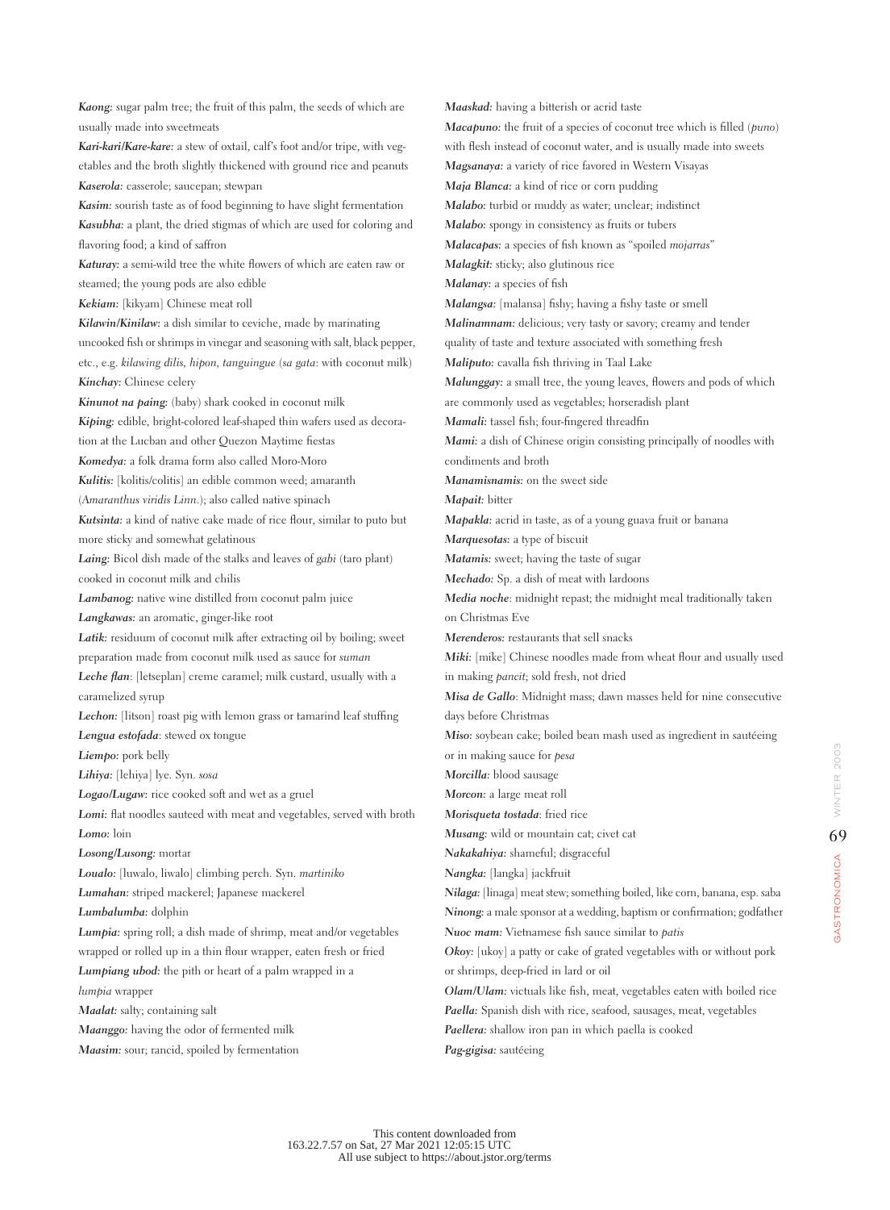***Kaong:*** sugar palm tree; the fruit of this palm, the seeds of which are usually made into sweetmeats

***Kari-kari/Kare-kare:*** a stew of oxtail, calf's foot and/or tripe, with vegetables and the broth slightly thickened with ground rice and peanuts

***Kaserola:*** casserole; saucepan; stewpan

***Kasim:*** sourish taste as of food beginning to have slight fermentation

***Kasubha:*** a plant, the dried stigmas of which are used for coloring and flavoring food; a kind of saffron

***Katuray:*** a semi-wild tree the white flowers of which are eaten raw or steamed; the young pods are also edible

***Kekiam:*** [kikyam] Chinese meat roll

***Kilawin/Kinilaw:*** a dish similar to ceviche, made by marinating uncooked fish or shrimps in vinegar and seasoning with salt, black pepper, etc., e.g. *kilawing dilis*, *hipon*, *tanguingue* (*sa gata*: with coconut milk)

***Kinchay:*** Chinese celery

***Kinunot na paing:*** (baby) shark cooked in coconut milk

***Kiping:*** edible, bright-colored leaf-shaped thin wafers used as decoration at the Lucban and other Quezon Maytime fiestas

***Komedya:*** a folk drama form also called Moro-Moro

***Kulitis:*** [kolitis/colitis] an edible common weed; amaranth (*Amaranthus viridis Linn.*); also called native spinach

***Kutsinta:*** a kind of native cake made of rice flour, similar to puto but more sticky and somewhat gelatinous

***Laing:*** Bicol dish made of the stalks and leaves of *gabi* (taro plant) cooked in coconut milk and chilis

***Lambanog:*** native wine distilled from coconut palm juice

***Langkawas:*** an aromatic, ginger-like root

***Latik:*** residuum of coconut milk after extracting oil by boiling; sweet preparation made from coconut milk used as sauce for *suman*

***Leche flan***: [letseplan] creme caramel; milk custard, usually with a caramelized syrup

***Lechon:*** [litson] roast pig with lemon grass or tamarind leaf stuffing

***Lengua estofada***: stewed ox tongue

***Liempo:*** pork belly

***Lihiya:*** [lehiya] lye. Syn. *sosa*

***Logao/Lugaw:*** rice cooked soft and wet as a gruel

***Lomi:*** flat noodles sauteed with meat and vegetables, served with broth

***Lomo:*** loin

***Losong/Lusong:*** mortar

***Loualo:*** [luwalo, liwalo] climbing perch. Syn. *martiniko*

***Lumahan:*** striped mackerel; Japanese mackerel

***Lumbalumba:*** dolphin

***Lumpia:*** spring roll; a dish made of shrimp, meat and/or vegetables wrapped or rolled up in a thin flour wrapper, eaten fresh or fried

***Lumpiang ubod:*** the pith or heart of a palm wrapped in a *lumpia* wrapper

***Maalat:*** salty; containing salt

***Maanggo:*** having the odor of fermented milk

***Maasim:*** sour; rancid, spoiled by fermentation

***Maaskad:*** having a bitterish or acrid taste

***Macapuno:*** the fruit of a species of coconut tree which is filled (*puno*) with flesh instead of coconut water, and is usually made into sweets

***Magsanaya:*** a variety of rice favored in Western Visayas

***Maja Blanca:*** a kind of rice or corn pudding

***Malabo:*** turbid or muddy as water; unclear; indistinct

***Malabo:*** spongy in consistency as fruits or tubers

***Malacapas:*** a species of fish known as "spoiled *mojarras*"

***Malagkit:*** sticky; also glutinous rice

***Malanay:*** a species of fish

***Malangsa:*** [malansa] fishy; having a fishy taste or smell

***Malinamnam:*** delicious; very tasty or savory; creamy and tender quality of taste and texture associated with something fresh

***Maliputo:*** cavalla fish thriving in Taal Lake

***Malunggay:*** a small tree, the young leaves, flowers and pods of which are commonly used as vegetables; horseradish plant

***Mamali:*** tassel fish; four-fingered threadfin

***Mami:*** a dish of Chinese origin consisting principally of noodles with condiments and broth

***Manamisnamis:*** on the sweet side

***Mapait:*** bitter

***Mapakla:*** acrid in taste, as of a young guava fruit or banana

***Marquesotas:*** a type of biscuit

***Matamis:*** sweet; having the taste of sugar

***Mechado:*** Sp. a dish of meat with lardoons

***Media noche***: midnight repast; the midnight meal traditionally taken on Christmas Eve

***Merenderos:*** restaurants that sell snacks

***Miki:*** [mike] Chinese noodles made from wheat flour and usually used in making *pancit*; sold fresh, not dried

***Misa de Gallo***: Midnight mass; dawn masses held for nine consecutive days before Christmas

***Miso:*** soybean cake; boiled bean mash used as ingredient in sautéeing or in making sauce for *pesa*

***Morcilla:*** blood sausage

***Morcon:*** a large meat roll

***Morisqueta tostada***: fried rice

***Musang:*** wild or mountain cat; civet cat

***Nakakahiya:*** shameful; disgraceful

***Nangka:*** [langka] jackfruit

***Nilaga:*** [linaga] meat stew; something boiled, like corn, banana, esp. saba

***Ninong:*** a male sponsor at a wedding, baptism or confirmation; godfather

***Nuoc mam:*** Vietnamese fish sauce similar to *patis*

***Okoy:*** [ukoy] a patty or cake of grated vegetables with or without pork or shrimps, deep-fried in lard or oil

***Olam/Ulam:*** victuals like fish, meat, vegetables eaten with boiled rice

***Paella:*** Spanish dish with rice, seafood, sausages, meat, vegetables

***Paellera:*** shallow iron pan in which paella is cooked

***Pag-gigisa:*** sautéeing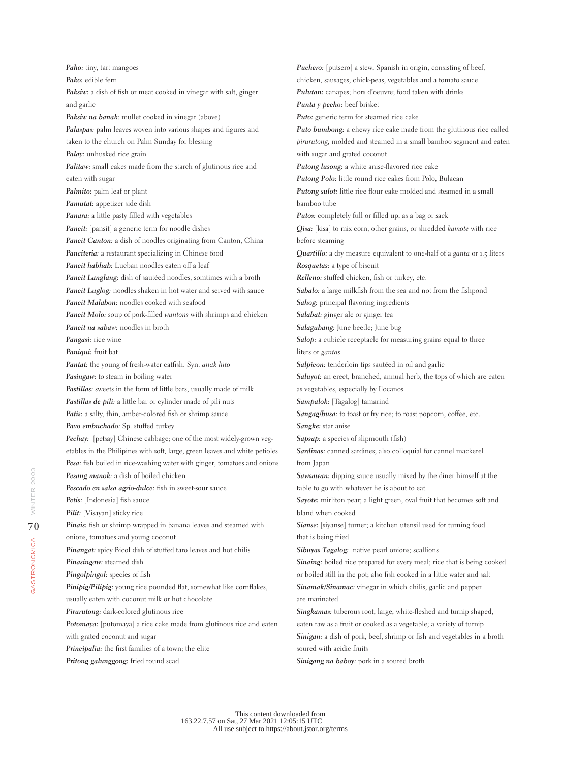***Paho:*** tiny, tart mangoes

***Pako:*** edible fern

***Paksiw:*** a dish of fish or meat cooked in vinegar with salt, ginger and garlic

***Paksiw na banak***: mullet cooked in vinegar (above)

***Palaspas:*** palm leaves woven into various shapes and figures and taken to the church on Palm Sunday for blessing

***Palay:*** unhusked rice grain

***Palitaw:*** small cakes made from the starch of glutinous rice and eaten with sugar

***Palmito:*** palm leaf or plant

***Pamutat:*** appetizer side dish

***Panara:*** a little pasty filled with vegetables

***Pancit:*** [pansit] a generic term for noodle dishes

***Pancit Canton:*** a dish of noodles originating from Canton, China

***Panciteria:*** a restaurant specializing in Chinese food

***Pancit habhab:*** Lucban noodles eaten off a leaf

***Pancit Langlang:*** dish of sautéed noodles, somtimes with a broth

***Pancit Luglog:*** noodles shaken in hot water and served with sauce

***Pancit Malabon:*** noodles cooked with seafood

***Pancit Molo:*** soup of pork-filled *wantons* with shrimps and chicken

***Pancit na sabaw:*** noodles in broth

***Pangasi:*** rice wine

***Paniqui:*** fruit bat

***Pantat:*** the young of fresh-water catfish. Syn. *anak hito*

***Pasingaw:*** to steam in boiling water

***Pastillas:*** sweets in the form of little bars, usually made of milk

***Pastillas de pili:*** a little bar or cylinder made of pili nuts

***Patis:*** a salty, thin, amber-colored fish or shrimp sauce

***Pavo embuchado:*** Sp. stuffed turkey

***Pechay:*** [petsay] Chinese cabbage; one of the most widely-grown vegetables in the Philipines with soft, large, green leaves and white petioles

***Pesa:*** fish boiled in rice-washing water with ginger, tomatoes and onions

***Pesang manok:*** a dish of boiled chicken

***Pescado en salsa agrio-dulce:*** fish in sweet-sour sauce

***Petis:*** [Indonesia] fish sauce

***Pilit:*** [Visayan] sticky rice

***Pinais:*** fish or shrimp wrapped in banana leaves and steamed with onions, tomatoes and young coconut

***Pinangat:*** spicy Bicol dish of stuffed taro leaves and hot chilis

***Pinasingaw:*** steamed dish

***Pingolpingol:*** species of fish

***Pinipig/Pilipig:*** young rice pounded flat, somewhat like cornflakes, usually eaten with coconut milk or hot chocolate

***Pirurutong:*** dark-colored glutinous rice

***Potomaya:*** [putomaya] a rice cake made from glutinous rice and eaten with grated coconut and sugar

***Principalia:*** the first families of a town; the elite

***Pritong galunggong:*** fried round scad

***Puchero:*** [putsero] a stew, Spanish in origin, consisting of beef, chicken, sausages, chick-peas, vegetables and a tomato sauce

***Pulutan:*** canapes; hors d'oeuvre; food taken with drinks

***Punta y pecho:*** beef brisket

***Puto:*** generic term for steamed rice cake

***Puto bumbong:*** a chewy rice cake made from the glutinous rice called *pirurutong*, molded and steamed in a small bamboo segment and eaten with sugar and grated coconut

***Putong lusong:*** a white anise-flavored rice cake

***Putong Polo:*** little round rice cakes from Polo, Bulacan

***Putong sulot:*** little rice flour cake molded and steamed in a small bamboo tube

***Putos:*** completely full or filled up, as a bag or sack

***Qisa:*** [kisa] to mix corn, other grains, or shredded *kamote* with rice before steaming

***Quartillo:*** a dry measure equivalent to one-half of a *ganta* or 1.5 liters

***Rosquetas:*** a type of biscuit

***Relleno:*** stuffed chicken, fish or turkey, etc.

***Sabalo:*** a large milkfish from the sea and not from the fishpond

***Sahog:*** principal flavoring ingredients

***Salabat:*** ginger ale or ginger tea

***Salagubang:*** June beetle; June bug

***Salop:*** a cubicle receptacle for measuring grains equal to three liters or *gantas*

***Salpicon:*** tenderloin tips sautéed in oil and garlic

***Saluyot:*** an erect, branched, annual herb, the tops of which are eaten as vegetables, especially by Ilocanos

***Sampalok:*** [Tagalog] tamarind

***Sangag/busa:*** to toast or fry rice; to roast popcorn, coffee, etc.

***Sangke:*** star anise

***Sapsap:*** a species of slipmouth (fish)

***Sardinas:*** canned sardines; also colloquial for cannel mackerel from Japan

***Sawsawan:*** dipping sauce usually mixed by the diner himself at the table to go with whatever he is about to eat

***Sayote:*** mirliton pear; a light green, oval fruit that becomes soft and bland when cooked

***Sianse:*** [siyanse] turner; a kitchen utensil used for turning food that is being fried

***Sibuyas Tagalog:*** native pearl onions; scallions

***Sinaing:*** boiled rice prepared for every meal; rice that is being cooked or boiled still in the pot; also fish cooked in a little water and salt

***Sinamak/Sinamac:*** vinegar in which chilis, garlic and pepper are marinated

***Singkamas:*** tuberous root, large, white-fleshed and turnip shaped, eaten raw as a fruit or cooked as a vegetable; a variety of turnip

***Sinigan:*** a dish of pork, beef, shrimp or fish and vegetables in a broth soured with acidic fruits

***Sinigang na baboy:*** pork in a soured broth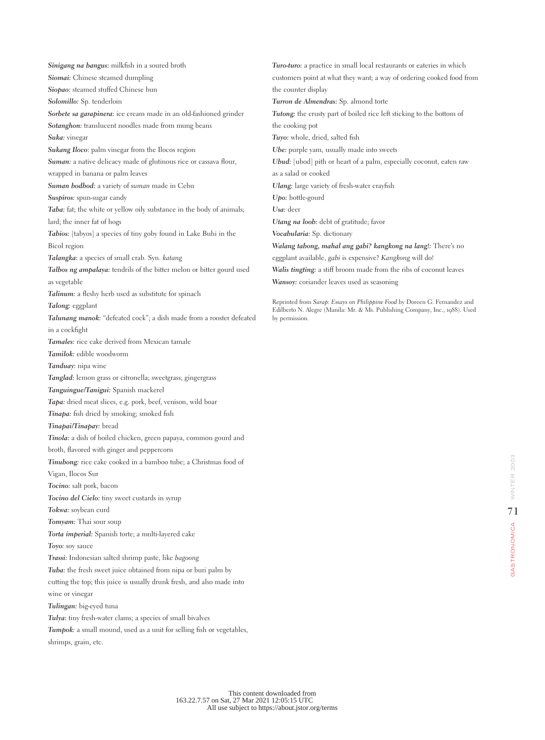***Sinigang na bangus:*** milkfish in a soured broth

***Siomai:*** Chinese steamed dumpling

***Siopao:*** steamed stuffed Chinese bun

***Solomillo:*** Sp. tenderloin

***Sorbete sa garapinera:*** ice cream made in an old-fashioned grinder

***Sotanghon:*** translucent noodles made from mung beans

***Suka:*** vinegar

***Sukang Iloco***: palm vinegar from the Ilocos region

***Suman:*** a native delicacy made of glutinous rice or cassava flour, wrapped in banana or palm leaves

***Suman bodbod:*** a variety of *suman* made in Cebu

***Suspiros:*** spun-sugar candy

***Taba:*** fat; the white or yellow oily substance in the body of animals; lard; the inner fat of hogs

***Tabios:*** [tabyos] a species of tiny goby found in Lake Buhi in the Bicol region

***Talangka:*** a species of small crab. Syn. *katang*

***Talbos ng ampalaya:*** tendrils of the bitter melon or bitter gourd used as vegetable

***Talinum:*** a fleshy herb used as substitute for spinach

***Talong:*** eggplant

***Talunang manok:*** "defeated cock"; a dish made from a rooster defeated in a cockfight

***Tamales:*** rice cake derived from Mexican tamale

***Tamilok:*** edible woodworm

***Tanduay:*** nipa wine

***Tanglad:*** lemon grass or citronella; sweetgrass; gingergrass

***Tanguingue/Tanigui:*** Spanish mackerel

***Tapa:*** dried meat slices, e.g. pork, beef, venison, wild boar

***Tinapa:*** fish dried by smoking; smoked fish

***Tinapai/Tinapay:*** bread

***Tinola:*** a dish of boiled chicken, green papaya, common gourd and broth, flavored with ginger and peppercorn

***Tinubong:*** rice cake cooked in a bamboo tube; a Christmas food of Vigan, Ilocos Sur

***Tocino:*** salt pork, bacon

***Tocino del Cielo:*** tiny sweet custards in syrup

***Tokwa:*** soybean curd

***Tomyam:*** Thai sour soup

***Torta imperial:*** Spanish torte; a multi-layered cake

***Toyo:*** soy sauce

***Trassi:*** Indonesian salted shrimp paste, like *bagoong*

***Tuba:*** the fresh sweet juice obtained from nipa or buri palm by cutting the top; this juice is usually drunk fresh, and also made into wine or vinegar

***Tulingan:*** big-eyed tuna

***Tulya:*** tiny fresh-water clams; a species of small bivalves

***Tumpok:*** a small mound, used as a unit for selling fish or vegetables, shrimps, grain, etc.

***Turo-turo:*** a practice in small local restaurants or eateries in which customers point at what they want; a way of ordering cooked food from the counter display

***Turron de Almendras:*** Sp. almond torte

***Tutong:*** the crusty part of boiled rice left sticking to the bottom of the cooking pot

***Tuyo:*** whole, dried, salted fish

***Ube:*** purple yam, usually made into sweets

***Ubud:*** [ubod] pith or heart of a palm, especially coconut, eaten raw as a salad or cooked

***Ulang:*** large variety of fresh-water crayfish

***Upo:*** bottle-gourd

***Usa:*** deer

***Utang na loob:*** debt of gratitude; favor

***Vocabularia:*** Sp. dictionary

***Walang tabong, mahal ang gabi? kangkong na lang!:*** There's no eggplant available, *gabi* is expensive? *Kangkong* will do!

***Walis tingting:*** a stiff broom made from the ribs of coconut leaves

***Wansoy:*** coriander leaves used as seasoning

Reprinted from *Sarap: Essays on Philippine Food* by Doreen G. Fernandez and Edilberto N. Alegre (Manila: Mr. & Ms. Publishing Company, Inc., 1988). Used by permission.